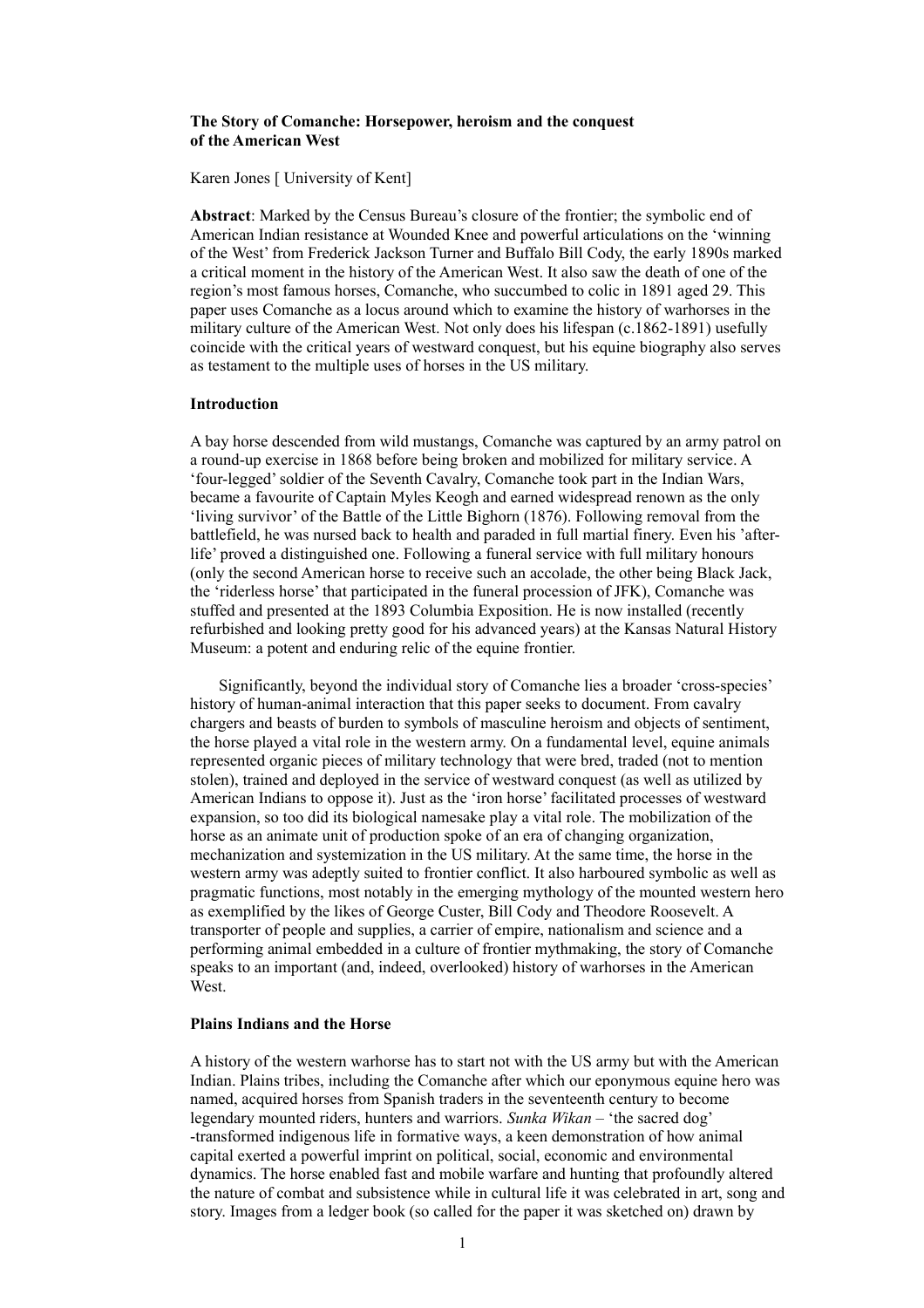**The Story of Comanche: Horsepower, heroism and the conquest of the American West**

Karen Jones [ University of Kent]

**Abstract**: Marked by the Census Bureau's closure of the frontier; the symbolic end of American Indian resistance at Wounded Knee and powerful articulations on the 'winning of the West' from Frederick Jackson Turner and Buffalo Bill Cody, the early 1890s marked a critical moment in the history of the American West. It also saw the death of one of the region's most famous horses, Comanche, who succumbed to colic in 1891 aged 29. This paper uses Comanche as a locus around which to examine the history of warhorses in the military culture of the American West. Not only does his lifespan (c.1862-1891) usefully coincide with the critical years of westward conquest, but his equine biography also serves as testament to the multiple uses of horses in the US military.

## Introduction

A bay horse descended from wild mustangs, Comanche was captured by an army patrol on a round-up exercise in 1868 before being broken and mobilized for military service. A 'four-legged' soldier of the Seventh Cavalry, Comanche took part in the Indian Wars, became a favourite of Captain Myles Keogh and earned widespread renown as the only 'living survivor' of the Battle of the Little Bighorn (1876). Following removal from the battlefield, he was nursed back to health and paraded in full martial finery. Even his 'after-life' proved a distinguished one. Following a funeral service with full military honours (only the second American horse to receive such an accolade, the other being Black Jack, the 'riderless horse' that participated in the funeral procession of JFK), Comanche was stuffed and presented at the 1893 Columbia Exposition. He is now installed (recently refurbished and looking pretty good for his advanced years) at the Kansas Natural History Museum: a potent and enduring relic of the equine frontier.

Significantly, beyond the individual story of Comanche lies a broader 'cross-species' history of human-animal interaction that this paper seeks to document. From cavalry chargers and beasts of burden to symbols of masculine heroism and objects of sentiment, the horse played a vital role in the western army. On a fundamental level, equine animals represented organic pieces of military technology that were bred, traded (not to mention stolen), trained and deployed in the service of westward conquest (as well as utilized by American Indians to oppose it). Just as the 'iron horse' facilitated processes of westward expansion, so too did its biological namesake play a vital role. The mobilization of the horse as an animate unit of production spoke of an era of changing organization, mechanization and systemization in the US military. At the same time, the horse in the western army was adeptly suited to frontier conflict. It also harboured symbolic as well as pragmatic functions, most notably in the emerging mythology of the mounted western hero as exemplified by the likes of George Custer, Bill Cody and Theodore Roosevelt. A transporter of people and supplies, a carrier of empire, nationalism and science and a performing animal embedded in a culture of frontier mythmaking, the story of Comanche speaks to an important (and, indeed, overlooked) history of warhorses in the American West.

## Plains Indians and the Horse

A history of the western warhorse has to start not with the US army but with the American Indian. Plains tribes, including the Comanche after which our eponymous equine hero was named, acquired horses from Spanish traders in the seventeenth century to become legendary mounted riders, hunters and warriors. *Sunka Wikan* – 'the sacred dog' -transformed indigenous life in formative ways, a keen demonstration of how animal capital exerted a powerful imprint on political, social, economic and environmental dynamics. The horse enabled fast and mobile warfare and hunting that profoundly altered the nature of combat and subsistence while in cultural life it was celebrated in art, song and story. Images from a ledger book (so called for the paper it was sketched on) drawn by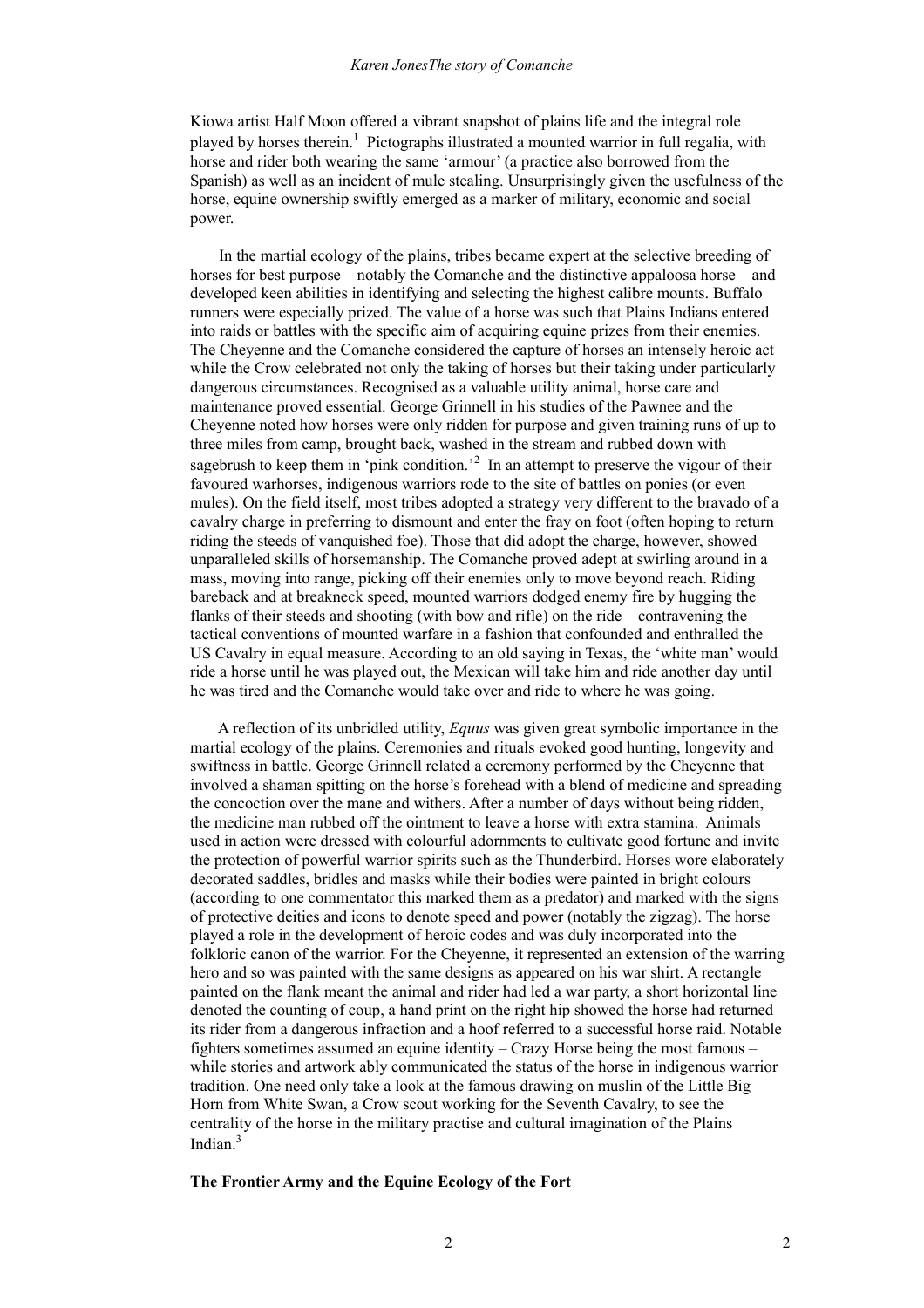Kiowa artist Half Moon offered a vibrant snapshot of plains life and the integral role played by horses therein.[1] Pictographs illustrated a mounted warrior in full regalia, with horse and rider both wearing the same 'armour' (a practice also borrowed from the Spanish) as well as an incident of mule stealing. Unsurprisingly given the usefulness of the horse, equine ownership swiftly emerged as a marker of military, economic and social power.

In the martial ecology of the plains, tribes became expert at the selective breeding of horses for best purpose – notably the Comanche and the distinctive appaloosa horse – and developed keen abilities in identifying and selecting the highest calibre mounts. Buffalo runners were especially prized. The value of a horse was such that Plains Indians entered into raids or battles with the specific aim of acquiring equine prizes from their enemies. The Cheyenne and the Comanche considered the capture of horses an intensely heroic act while the Crow celebrated not only the taking of horses but their taking under particularly dangerous circumstances. Recognised as a valuable utility animal, horse care and maintenance proved essential. George Grinnell in his studies of the Pawnee and the Cheyenne noted how horses were only ridden for purpose and given training runs of up to three miles from camp, brought back, washed in the stream and rubbed down with sagebrush to keep them in 'pink condition.'[2] In an attempt to preserve the vigour of their favoured warhorses, indigenous warriors rode to the site of battles on ponies (or even mules). On the field itself, most tribes adopted a strategy very different to the bravado of a cavalry charge in preferring to dismount and enter the fray on foot (often hoping to return riding the steeds of vanquished foe). Those that did adopt the charge, however, showed unparalleled skills of horsemanship. The Comanche proved adept at swirling around in a mass, moving into range, picking off their enemies only to move beyond reach. Riding bareback and at breakneck speed, mounted warriors dodged enemy fire by hugging the flanks of their steeds and shooting (with bow and rifle) on the ride – contravening the tactical conventions of mounted warfare in a fashion that confounded and enthralled the US Cavalry in equal measure. According to an old saying in Texas, the 'white man' would ride a horse until he was played out, the Mexican will take him and ride another day until he was tired and the Comanche would take over and ride to where he was going.

A reflection of its unbridled utility, *Equus* was given great symbolic importance in the martial ecology of the plains. Ceremonies and rituals evoked good hunting, longevity and swiftness in battle. George Grinnell related a ceremony performed by the Cheyenne that involved a shaman spitting on the horse's forehead with a blend of medicine and spreading the concoction over the mane and withers. After a number of days without being ridden, the medicine man rubbed off the ointment to leave a horse with extra stamina. Animals used in action were dressed with colourful adornments to cultivate good fortune and invite the protection of powerful warrior spirits such as the Thunderbird. Horses wore elaborately decorated saddles, bridles and masks while their bodies were painted in bright colours (according to one commentator this marked them as a predator) and marked with the signs of protective deities and icons to denote speed and power (notably the zigzag). The horse played a role in the development of heroic codes and was duly incorporated into the folkloric canon of the warrior. For the Cheyenne, it represented an extension of the warring hero and so was painted with the same designs as appeared on his war shirt. A rectangle painted on the flank meant the animal and rider had led a war party, a short horizontal line denoted the counting of coup, a hand print on the right hip showed the horse had returned its rider from a dangerous infraction and a hoof referred to a successful horse raid. Notable fighters sometimes assumed an equine identity – Crazy Horse being the most famous – while stories and artwork ably communicated the status of the horse in indigenous warrior tradition. One need only take a look at the famous drawing on muslin of the Little Big Horn from White Swan, a Crow scout working for the Seventh Cavalry, to see the centrality of the horse in the military practise and cultural imagination of the Plains Indian.[3]

**The Frontier Army and the Equine Ecology of the Fort**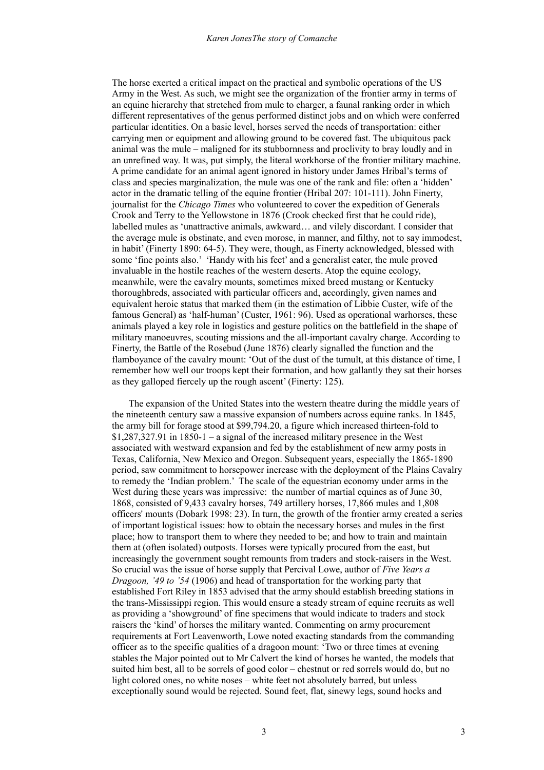The horse exerted a critical impact on the practical and symbolic operations of the US Army in the West. As such, we might see the organization of the frontier army in terms of an equine hierarchy that stretched from mule to charger, a faunal ranking order in which different representatives of the genus performed distinct jobs and on which were conferred particular identities. On a basic level, horses served the needs of transportation: either carrying men or equipment and allowing ground to be covered fast. The ubiquitous pack animal was the mule – maligned for its stubbornness and proclivity to bray loudly and in an unrefined way. It was, put simply, the literal workhorse of the frontier military machine. A prime candidate for an animal agent ignored in history under James Hribal's terms of class and species marginalization, the mule was one of the rank and file: often a 'hidden' actor in the dramatic telling of the equine frontier (Hribal 207: 101-111). John Finerty, journalist for the *Chicago Times* who volunteered to cover the expedition of Generals Crook and Terry to the Yellowstone in 1876 (Crook checked first that he could ride), labelled mules as 'unattractive animals, awkward… and vilely discordant. I consider that the average mule is obstinate, and even morose, in manner, and filthy, not to say immodest, in habit' (Finerty 1890: 64-5). They were, though, as Finerty acknowledged, blessed with some 'fine points also.' 'Handy with his feet' and a generalist eater, the mule proved invaluable in the hostile reaches of the western deserts. Atop the equine ecology, meanwhile, were the cavalry mounts, sometimes mixed breed mustang or Kentucky thoroughbreds, associated with particular officers and, accordingly, given names and equivalent heroic status that marked them (in the estimation of Libbie Custer, wife of the famous General) as 'half-human' (Custer, 1961: 96). Used as operational warhorses, these animals played a key role in logistics and gesture politics on the battlefield in the shape of military manoeuvres, scouting missions and the all-important cavalry charge. According to Finerty, the Battle of the Rosebud (June 1876) clearly signalled the function and the flamboyance of the cavalry mount: 'Out of the dust of the tumult, at this distance of time, I remember how well our troops kept their formation, and how gallantly they sat their horses as they galloped fiercely up the rough ascent' (Finerty: 125).

The expansion of the United States into the western theatre during the middle years of the nineteenth century saw a massive expansion of numbers across equine ranks. In 1845, the army bill for forage stood at $99,794.20, a figure which increased thirteen-fold to $1,287,327.91 in 1850-1 – a signal of the increased military presence in the West associated with westward expansion and fed by the establishment of new army posts in Texas, California, New Mexico and Oregon. Subsequent years, especially the 1865-1890 period, saw commitment to horsepower increase with the deployment of the Plains Cavalry to remedy the 'Indian problem.' The scale of the equestrian economy under arms in the West during these years was impressive: the number of martial equines as of June 30, 1868, consisted of 9,433 cavalry horses, 749 artillery horses, 17,866 mules and 1,808 officers' mounts (Dobark 1998: 23). In turn, the growth of the frontier army created a series of important logistical issues: how to obtain the necessary horses and mules in the first place; how to transport them to where they needed to be; and how to train and maintain them at (often isolated) outposts. Horses were typically procured from the east, but increasingly the government sought remounts from traders and stock-raisers in the West. So crucial was the issue of horse supply that Percival Lowe, author of *Five Years a Dragoon, '49 to '54* (1906) and head of transportation for the working party that established Fort Riley in 1853 advised that the army should establish breeding stations in the trans-Mississippi region. This would ensure a steady stream of equine recruits as well as providing a 'showground' of fine specimens that would indicate to traders and stock raisers the 'kind' of horses the military wanted. Commenting on army procurement requirements at Fort Leavenworth, Lowe noted exacting standards from the commanding officer as to the specific qualities of a dragoon mount: 'Two or three times at evening stables the Major pointed out to Mr Calvert the kind of horses he wanted, the models that suited him best, all to be sorrels of good color – chestnut or red sorrels would do, but no light colored ones, no white noses – white feet not absolutely barred, but unless exceptionally sound would be rejected. Sound feet, flat, sinewy legs, sound hocks and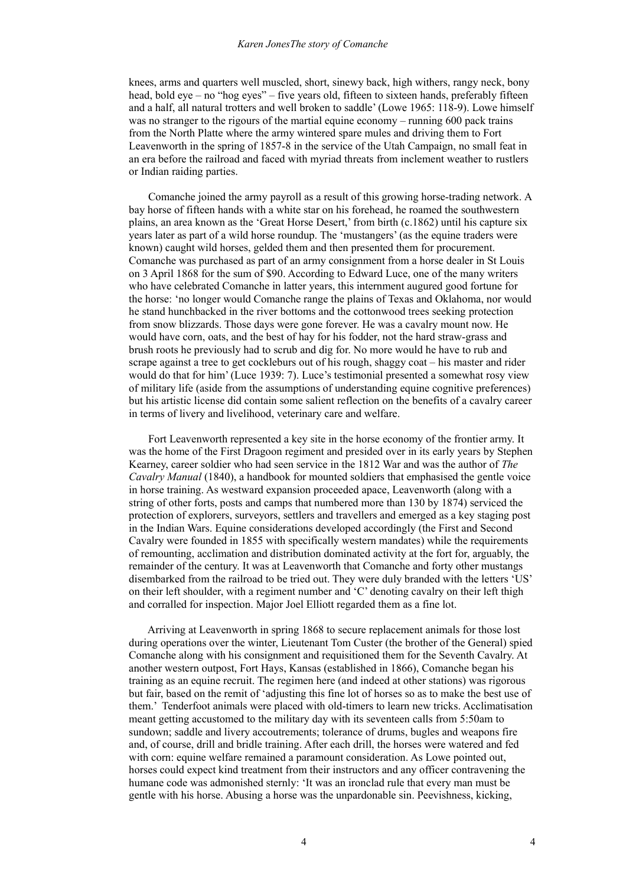knees, arms and quarters well muscled, short, sinewy back, high withers, rangy neck, bony head, bold eye – no "hog eyes" – five years old, fifteen to sixteen hands, preferably fifteen and a half, all natural trotters and well broken to saddle' (Lowe 1965: 118-9). Lowe himself was no stranger to the rigours of the martial equine economy – running 600 pack trains from the North Platte where the army wintered spare mules and driving them to Fort Leavenworth in the spring of 1857-8 in the service of the Utah Campaign, no small feat in an era before the railroad and faced with myriad threats from inclement weather to rustlers or Indian raiding parties.

Comanche joined the army payroll as a result of this growing horse-trading network. A bay horse of fifteen hands with a white star on his forehead, he roamed the southwestern plains, an area known as the 'Great Horse Desert,' from birth (c.1862) until his capture six years later as part of a wild horse roundup. The 'mustangers' (as the equine traders were known) caught wild horses, gelded them and then presented them for procurement. Comanche was purchased as part of an army consignment from a horse dealer in St Louis on 3 April 1868 for the sum of $90. According to Edward Luce, one of the many writers who have celebrated Comanche in latter years, this internment augured good fortune for the horse: 'no longer would Comanche range the plains of Texas and Oklahoma, nor would he stand hunchbacked in the river bottoms and the cottonwood trees seeking protection from snow blizzards. Those days were gone forever. He was a cavalry mount now. He would have corn, oats, and the best of hay for his fodder, not the hard straw-grass and brush roots he previously had to scrub and dig for. No more would he have to rub and scrape against a tree to get cockleburs out of his rough, shaggy coat – his master and rider would do that for him' (Luce 1939: 7). Luce's testimonial presented a somewhat rosy view of military life (aside from the assumptions of understanding equine cognitive preferences) but his artistic license did contain some salient reflection on the benefits of a cavalry career in terms of livery and livelihood, veterinary care and welfare.

Fort Leavenworth represented a key site in the horse economy of the frontier army. It was the home of the First Dragoon regiment and presided over in its early years by Stephen Kearney, career soldier who had seen service in the 1812 War and was the author of *The Cavalry Manual* (1840), a handbook for mounted soldiers that emphasised the gentle voice in horse training. As westward expansion proceeded apace, Leavenworth (along with a string of other forts, posts and camps that numbered more than 130 by 1874) serviced the protection of explorers, surveyors, settlers and travellers and emerged as a key staging post in the Indian Wars. Equine considerations developed accordingly (the First and Second Cavalry were founded in 1855 with specifically western mandates) while the requirements of remounting, acclimation and distribution dominated activity at the fort for, arguably, the remainder of the century. It was at Leavenworth that Comanche and forty other mustangs disembarked from the railroad to be tried out. They were duly branded with the letters 'US' on their left shoulder, with a regiment number and 'C' denoting cavalry on their left thigh and corralled for inspection. Major Joel Elliott regarded them as a fine lot.

Arriving at Leavenworth in spring 1868 to secure replacement animals for those lost during operations over the winter, Lieutenant Tom Custer (the brother of the General) spied Comanche along with his consignment and requisitioned them for the Seventh Cavalry. At another western outpost, Fort Hays, Kansas (established in 1866), Comanche began his training as an equine recruit. The regimen here (and indeed at other stations) was rigorous but fair, based on the remit of 'adjusting this fine lot of horses so as to make the best use of them.' Tenderfoot animals were placed with old-timers to learn new tricks. Acclimatisation meant getting accustomed to the military day with its seventeen calls from 5:50am to sundown; saddle and livery accoutrements; tolerance of drums, bugles and weapons fire and, of course, drill and bridle training. After each drill, the horses were watered and fed with corn: equine welfare remained a paramount consideration. As Lowe pointed out, horses could expect kind treatment from their instructors and any officer contravening the humane code was admonished sternly: 'It was an ironclad rule that every man must be gentle with his horse. Abusing a horse was the unpardonable sin. Peevishness, kicking,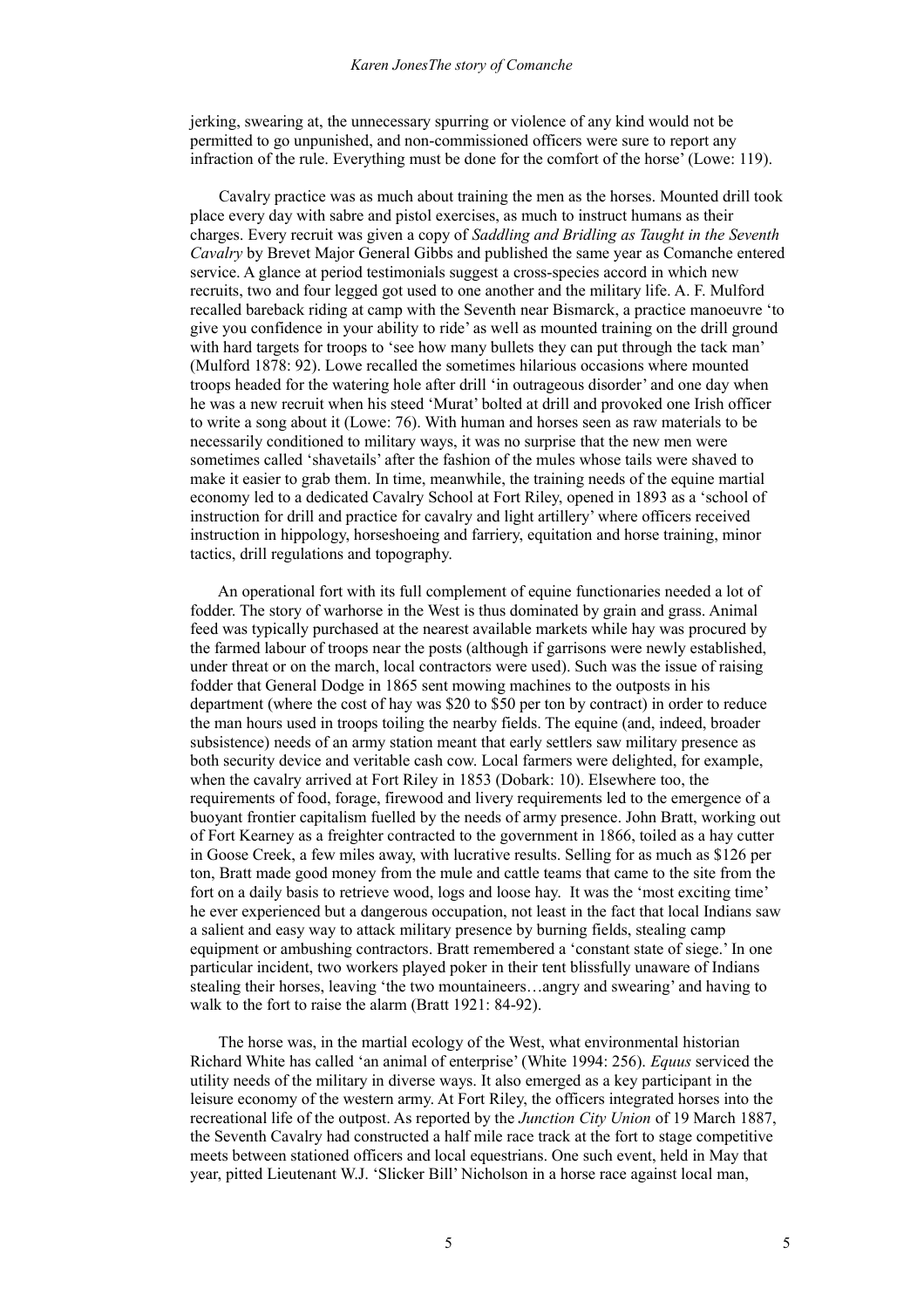jerking, swearing at, the unnecessary spurring or violence of any kind would not be permitted to go unpunished, and non-commissioned officers were sure to report any infraction of the rule. Everything must be done for the comfort of the horse' (Lowe: 119).

Cavalry practice was as much about training the men as the horses. Mounted drill took place every day with sabre and pistol exercises, as much to instruct humans as their charges. Every recruit was given a copy of *Saddling and Bridling as Taught in the Seventh Cavalry* by Brevet Major General Gibbs and published the same year as Comanche entered service. A glance at period testimonials suggest a cross-species accord in which new recruits, two and four legged got used to one another and the military life. A. F. Mulford recalled bareback riding at camp with the Seventh near Bismarck, a practice manoeuvre 'to give you confidence in your ability to ride' as well as mounted training on the drill ground with hard targets for troops to 'see how many bullets they can put through the tack man' (Mulford 1878: 92). Lowe recalled the sometimes hilarious occasions where mounted troops headed for the watering hole after drill 'in outrageous disorder' and one day when he was a new recruit when his steed 'Murat' bolted at drill and provoked one Irish officer to write a song about it (Lowe: 76). With human and horses seen as raw materials to be necessarily conditioned to military ways, it was no surprise that the new men were sometimes called 'shavetails' after the fashion of the mules whose tails were shaved to make it easier to grab them. In time, meanwhile, the training needs of the equine martial economy led to a dedicated Cavalry School at Fort Riley, opened in 1893 as a 'school of instruction for drill and practice for cavalry and light artillery' where officers received instruction in hippology, horseshoeing and farriery, equitation and horse training, minor tactics, drill regulations and topography.

An operational fort with its full complement of equine functionaries needed a lot of fodder. The story of warhorse in the West is thus dominated by grain and grass. Animal feed was typically purchased at the nearest available markets while hay was procured by the farmed labour of troops near the posts (although if garrisons were newly established, under threat or on the march, local contractors were used). Such was the issue of raising fodder that General Dodge in 1865 sent mowing machines to the outposts in his department (where the cost of hay was $20 to $50 per ton by contract) in order to reduce the man hours used in troops toiling the nearby fields. The equine (and, indeed, broader subsistence) needs of an army station meant that early settlers saw military presence as both security device and veritable cash cow. Local farmers were delighted, for example, when the cavalry arrived at Fort Riley in 1853 (Dobark: 10). Elsewhere too, the requirements of food, forage, firewood and livery requirements led to the emergence of a buoyant frontier capitalism fuelled by the needs of army presence. John Bratt, working out of Fort Kearney as a freighter contracted to the government in 1866, toiled as a hay cutter in Goose Creek, a few miles away, with lucrative results. Selling for as much as $126 per ton, Bratt made good money from the mule and cattle teams that came to the site from the fort on a daily basis to retrieve wood, logs and loose hay. It was the 'most exciting time' he ever experienced but a dangerous occupation, not least in the fact that local Indians saw a salient and easy way to attack military presence by burning fields, stealing camp equipment or ambushing contractors. Bratt remembered a 'constant state of siege.' In one particular incident, two workers played poker in their tent blissfully unaware of Indians stealing their horses, leaving 'the two mountaineers…angry and swearing' and having to walk to the fort to raise the alarm (Bratt 1921: 84-92).

The horse was, in the martial ecology of the West, what environmental historian Richard White has called 'an animal of enterprise' (White 1994: 256). *Equus* serviced the utility needs of the military in diverse ways. It also emerged as a key participant in the leisure economy of the western army. At Fort Riley, the officers integrated horses into the recreational life of the outpost. As reported by the *Junction City Union* of 19 March 1887, the Seventh Cavalry had constructed a half mile race track at the fort to stage competitive meets between stationed officers and local equestrians. One such event, held in May that year, pitted Lieutenant W.J. 'Slicker Bill' Nicholson in a horse race against local man,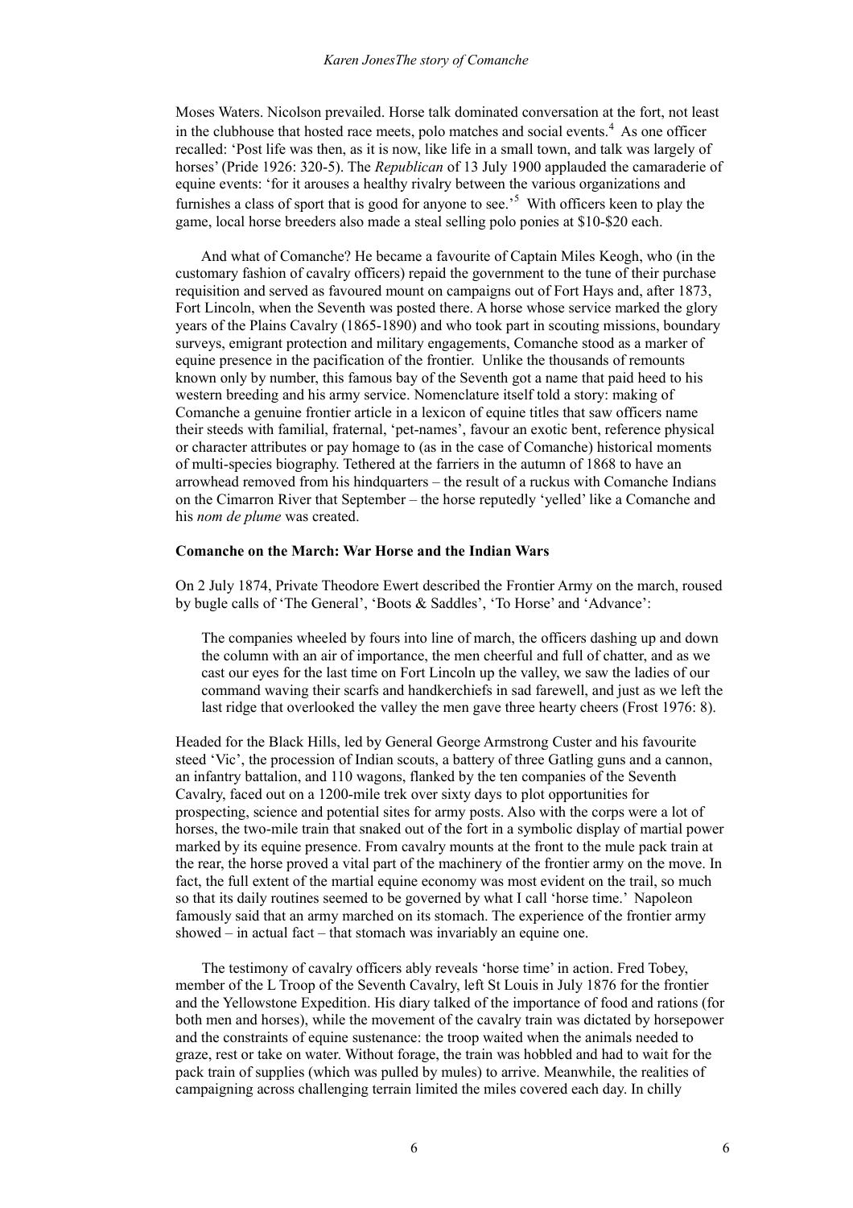Moses Waters. Nicolson prevailed. Horse talk dominated conversation at the fort, not least in the clubhouse that hosted race meets, polo matches and social events.[4] As one officer recalled: 'Post life was then, as it is now, like life in a small town, and talk was largely of horses' (Pride 1926: 320-5). The *Republican* of 13 July 1900 applauded the camaraderie of equine events: 'for it arouses a healthy rivalry between the various organizations and furnishes a class of sport that is good for anyone to see.'[5] With officers keen to play the game, local horse breeders also made a steal selling polo ponies at $10-$20 each.

And what of Comanche? He became a favourite of Captain Miles Keogh, who (in the customary fashion of cavalry officers) repaid the government to the tune of their purchase requisition and served as favoured mount on campaigns out of Fort Hays and, after 1873, Fort Lincoln, when the Seventh was posted there. A horse whose service marked the glory years of the Plains Cavalry (1865-1890) and who took part in scouting missions, boundary surveys, emigrant protection and military engagements, Comanche stood as a marker of equine presence in the pacification of the frontier. Unlike the thousands of remounts known only by number, this famous bay of the Seventh got a name that paid heed to his western breeding and his army service. Nomenclature itself told a story: making of Comanche a genuine frontier article in a lexicon of equine titles that saw officers name their steeds with familial, fraternal, 'pet-names', favour an exotic bent, reference physical or character attributes or pay homage to (as in the case of Comanche) historical moments of multi-species biography. Tethered at the farriers in the autumn of 1868 to have an arrowhead removed from his hindquarters – the result of a ruckus with Comanche Indians on the Cimarron River that September – the horse reputedly 'yelled' like a Comanche and his *nom de plume* was created.

**Comanche on the March: War Horse and the Indian Wars**

On 2 July 1874, Private Theodore Ewert described the Frontier Army on the march, roused by bugle calls of 'The General', 'Boots & Saddles', 'To Horse' and 'Advance':

> The companies wheeled by fours into line of march, the officers dashing up and down the column with an air of importance, the men cheerful and full of chatter, and as we cast our eyes for the last time on Fort Lincoln up the valley, we saw the ladies of our command waving their scarfs and handkerchiefs in sad farewell, and just as we left the last ridge that overlooked the valley the men gave three hearty cheers (Frost 1976: 8).

Headed for the Black Hills, led by General George Armstrong Custer and his favourite steed 'Vic', the procession of Indian scouts, a battery of three Gatling guns and a cannon, an infantry battalion, and 110 wagons, flanked by the ten companies of the Seventh Cavalry, faced out on a 1200-mile trek over sixty days to plot opportunities for prospecting, science and potential sites for army posts. Also with the corps were a lot of horses, the two-mile train that snaked out of the fort in a symbolic display of martial power marked by its equine presence. From cavalry mounts at the front to the mule pack train at the rear, the horse proved a vital part of the machinery of the frontier army on the move. In fact, the full extent of the martial equine economy was most evident on the trail, so much so that its daily routines seemed to be governed by what I call 'horse time.' Napoleon famously said that an army marched on its stomach. The experience of the frontier army showed – in actual fact – that stomach was invariably an equine one.

The testimony of cavalry officers ably reveals 'horse time' in action. Fred Tobey, member of the L Troop of the Seventh Cavalry, left St Louis in July 1876 for the frontier and the Yellowstone Expedition. His diary talked of the importance of food and rations (for both men and horses), while the movement of the cavalry train was dictated by horsepower and the constraints of equine sustenance: the troop waited when the animals needed to graze, rest or take on water. Without forage, the train was hobbled and had to wait for the pack train of supplies (which was pulled by mules) to arrive. Meanwhile, the realities of campaigning across challenging terrain limited the miles covered each day. In chilly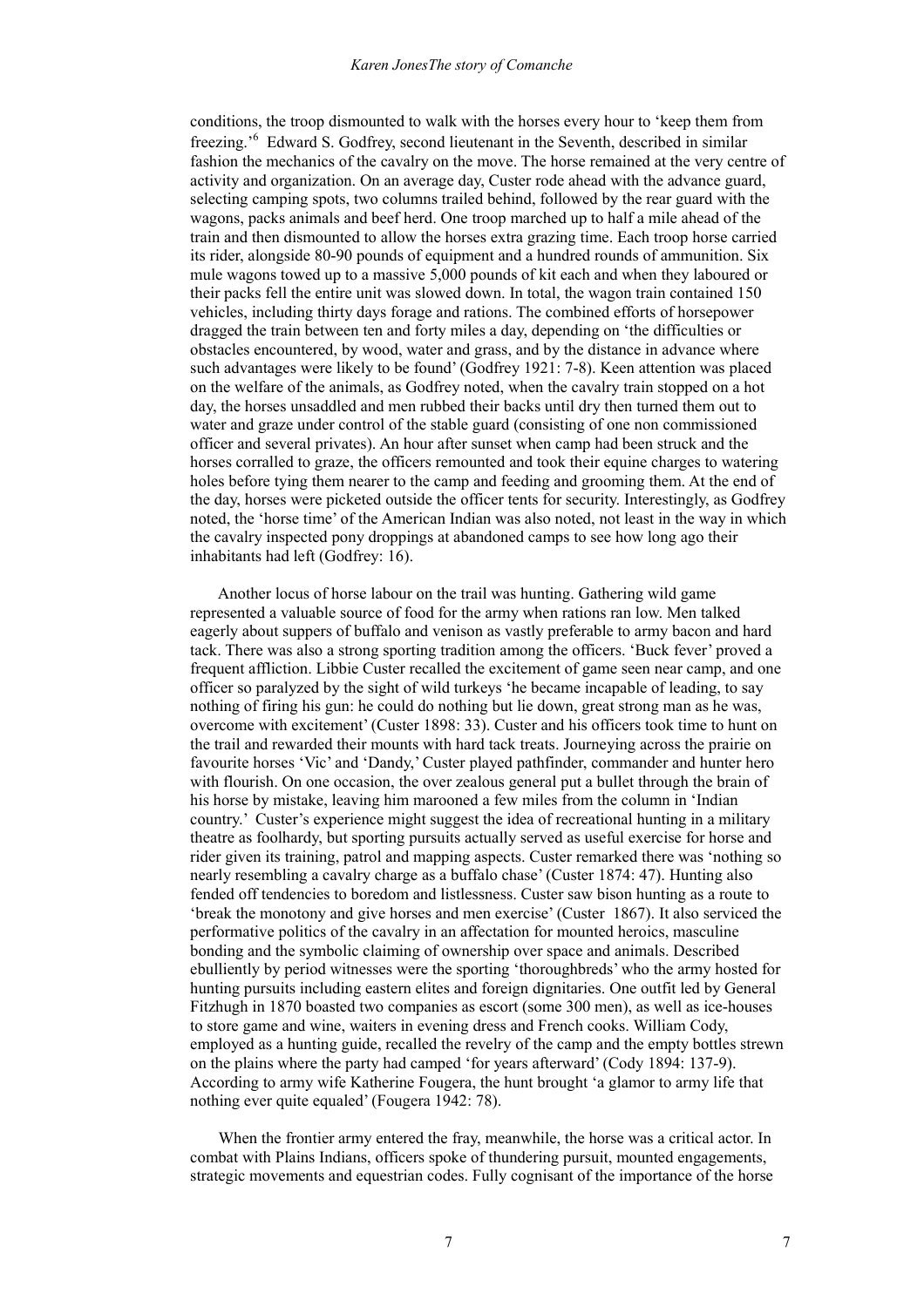conditions, the troop dismounted to walk with the horses every hour to 'keep them from freezing.'[6] Edward S. Godfrey, second lieutenant in the Seventh, described in similar fashion the mechanics of the cavalry on the move. The horse remained at the very centre of activity and organization. On an average day, Custer rode ahead with the advance guard, selecting camping spots, two columns trailed behind, followed by the rear guard with the wagons, packs animals and beef herd. One troop marched up to half a mile ahead of the train and then dismounted to allow the horses extra grazing time. Each troop horse carried its rider, alongside 80-90 pounds of equipment and a hundred rounds of ammunition. Six mule wagons towed up to a massive 5,000 pounds of kit each and when they laboured or their packs fell the entire unit was slowed down. In total, the wagon train contained 150 vehicles, including thirty days forage and rations. The combined efforts of horsepower dragged the train between ten and forty miles a day, depending on 'the difficulties or obstacles encountered, by wood, water and grass, and by the distance in advance where such advantages were likely to be found' (Godfrey 1921: 7-8). Keen attention was placed on the welfare of the animals, as Godfrey noted, when the cavalry train stopped on a hot day, the horses unsaddled and men rubbed their backs until dry then turned them out to water and graze under control of the stable guard (consisting of one non commissioned officer and several privates). An hour after sunset when camp had been struck and the horses corralled to graze, the officers remounted and took their equine charges to watering holes before tying them nearer to the camp and feeding and grooming them. At the end of the day, horses were picketed outside the officer tents for security. Interestingly, as Godfrey noted, the 'horse time' of the American Indian was also noted, not least in the way in which the cavalry inspected pony droppings at abandoned camps to see how long ago their inhabitants had left (Godfrey: 16).

Another locus of horse labour on the trail was hunting. Gathering wild game represented a valuable source of food for the army when rations ran low. Men talked eagerly about suppers of buffalo and venison as vastly preferable to army bacon and hard tack. There was also a strong sporting tradition among the officers. 'Buck fever' proved a frequent affliction. Libbie Custer recalled the excitement of game seen near camp, and one officer so paralyzed by the sight of wild turkeys 'he became incapable of leading, to say nothing of firing his gun: he could do nothing but lie down, great strong man as he was, overcome with excitement' (Custer 1898: 33). Custer and his officers took time to hunt on the trail and rewarded their mounts with hard tack treats. Journeying across the prairie on favourite horses 'Vic' and 'Dandy,' Custer played pathfinder, commander and hunter hero with flourish. On one occasion, the over zealous general put a bullet through the brain of his horse by mistake, leaving him marooned a few miles from the column in 'Indian country.' Custer's experience might suggest the idea of recreational hunting in a military theatre as foolhardy, but sporting pursuits actually served as useful exercise for horse and rider given its training, patrol and mapping aspects. Custer remarked there was 'nothing so nearly resembling a cavalry charge as a buffalo chase' (Custer 1874: 47). Hunting also fended off tendencies to boredom and listlessness. Custer saw bison hunting as a route to 'break the monotony and give horses and men exercise' (Custer 1867). It also serviced the performative politics of the cavalry in an affectation for mounted heroics, masculine bonding and the symbolic claiming of ownership over space and animals. Described ebulliently by period witnesses were the sporting 'thoroughbreds' who the army hosted for hunting pursuits including eastern elites and foreign dignitaries. One outfit led by General Fitzhugh in 1870 boasted two companies as escort (some 300 men), as well as ice-houses to store game and wine, waiters in evening dress and French cooks. William Cody, employed as a hunting guide, recalled the revelry of the camp and the empty bottles strewn on the plains where the party had camped 'for years afterward' (Cody 1894: 137-9). According to army wife Katherine Fougera, the hunt brought 'a glamor to army life that nothing ever quite equaled' (Fougera 1942: 78).

When the frontier army entered the fray, meanwhile, the horse was a critical actor. In combat with Plains Indians, officers spoke of thundering pursuit, mounted engagements, strategic movements and equestrian codes. Fully cognisant of the importance of the horse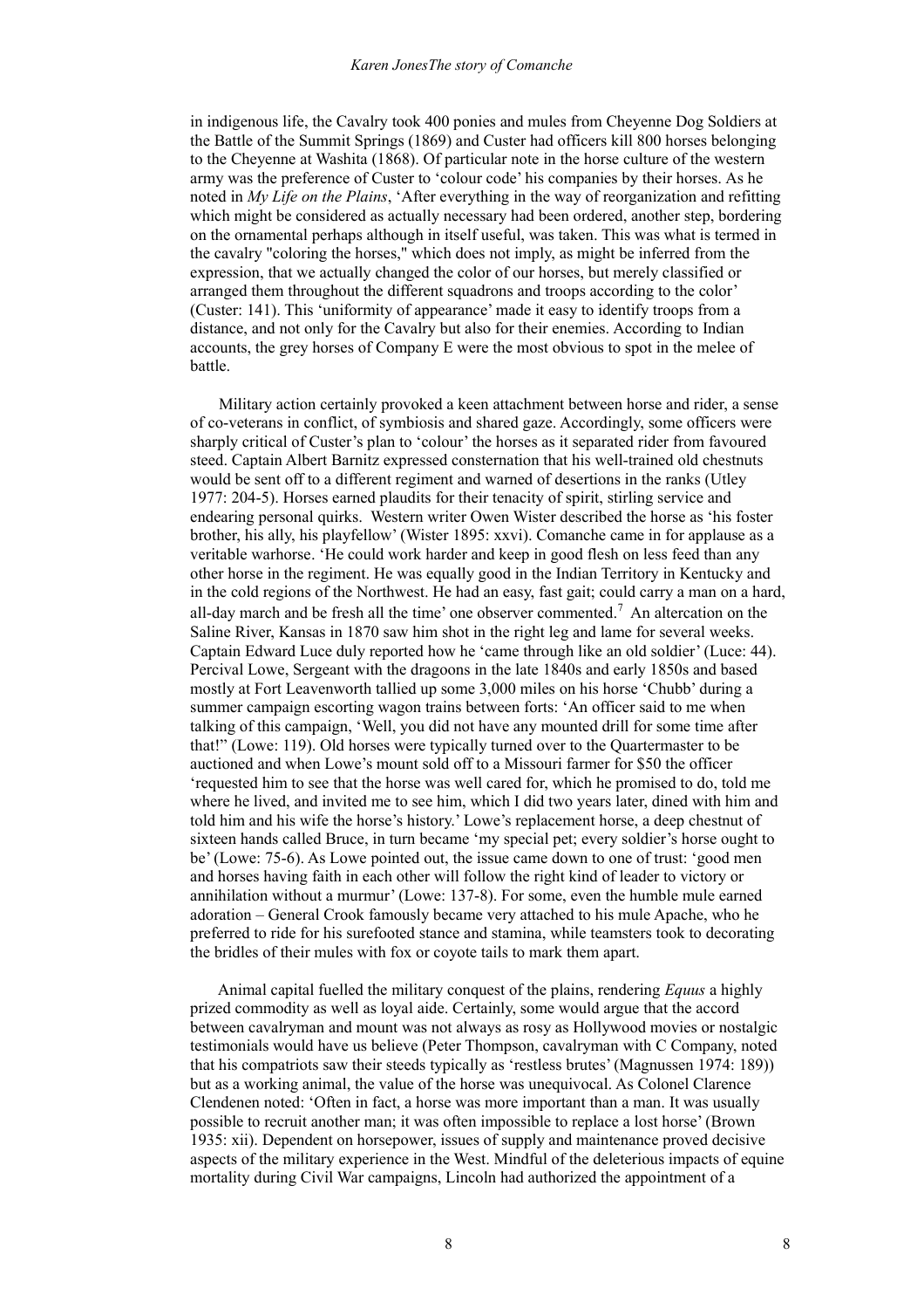in indigenous life, the Cavalry took 400 ponies and mules from Cheyenne Dog Soldiers at the Battle of the Summit Springs (1869) and Custer had officers kill 800 horses belonging to the Cheyenne at Washita (1868). Of particular note in the horse culture of the western army was the preference of Custer to 'colour code' his companies by their horses. As he noted in *My Life on the Plains*, 'After everything in the way of reorganization and refitting which might be considered as actually necessary had been ordered, another step, bordering on the ornamental perhaps although in itself useful, was taken. This was what is termed in the cavalry "coloring the horses," which does not imply, as might be inferred from the expression, that we actually changed the color of our horses, but merely classified or arranged them throughout the different squadrons and troops according to the color' (Custer: 141). This 'uniformity of appearance' made it easy to identify troops from a distance, and not only for the Cavalry but also for their enemies. According to Indian accounts, the grey horses of Company E were the most obvious to spot in the melee of battle.

Military action certainly provoked a keen attachment between horse and rider, a sense of co-veterans in conflict, of symbiosis and shared gaze. Accordingly, some officers were sharply critical of Custer's plan to 'colour' the horses as it separated rider from favoured steed. Captain Albert Barnitz expressed consternation that his well-trained old chestnuts would be sent off to a different regiment and warned of desertions in the ranks (Utley 1977: 204-5). Horses earned plaudits for their tenacity of spirit, stirling service and endearing personal quirks. Western writer Owen Wister described the horse as 'his foster brother, his ally, his playfellow' (Wister 1895: xxvi). Comanche came in for applause as a veritable warhorse. 'He could work harder and keep in good flesh on less feed than any other horse in the regiment. He was equally good in the Indian Territory in Kentucky and in the cold regions of the Northwest. He had an easy, fast gait; could carry a man on a hard, all-day march and be fresh all the time' one observer commented.[7] An altercation on the Saline River, Kansas in 1870 saw him shot in the right leg and lame for several weeks. Captain Edward Luce duly reported how he 'came through like an old soldier' (Luce: 44). Percival Lowe, Sergeant with the dragoons in the late 1840s and early 1850s and based mostly at Fort Leavenworth tallied up some 3,000 miles on his horse 'Chubb' during a summer campaign escorting wagon trains between forts: 'An officer said to me when talking of this campaign, 'Well, you did not have any mounted drill for some time after that!" (Lowe: 119). Old horses were typically turned over to the Quartermaster to be auctioned and when Lowe's mount sold off to a Missouri farmer for $50 the officer 'requested him to see that the horse was well cared for, which he promised to do, told me where he lived, and invited me to see him, which I did two years later, dined with him and told him and his wife the horse's history.' Lowe's replacement horse, a deep chestnut of sixteen hands called Bruce, in turn became 'my special pet; every soldier's horse ought to be' (Lowe: 75-6). As Lowe pointed out, the issue came down to one of trust: 'good men and horses having faith in each other will follow the right kind of leader to victory or annihilation without a murmur' (Lowe: 137-8). For some, even the humble mule earned adoration – General Crook famously became very attached to his mule Apache, who he preferred to ride for his surefooted stance and stamina, while teamsters took to decorating the bridles of their mules with fox or coyote tails to mark them apart.

Animal capital fuelled the military conquest of the plains, rendering *Equus* a highly prized commodity as well as loyal aide. Certainly, some would argue that the accord between cavalryman and mount was not always as rosy as Hollywood movies or nostalgic testimonials would have us believe (Peter Thompson, cavalryman with C Company, noted that his compatriots saw their steeds typically as 'restless brutes' (Magnussen 1974: 189)) but as a working animal, the value of the horse was unequivocal. As Colonel Clarence Clendenen noted: 'Often in fact, a horse was more important than a man. It was usually possible to recruit another man; it was often impossible to replace a lost horse' (Brown 1935: xii). Dependent on horsepower, issues of supply and maintenance proved decisive aspects of the military experience in the West. Mindful of the deleterious impacts of equine mortality during Civil War campaigns, Lincoln had authorized the appointment of a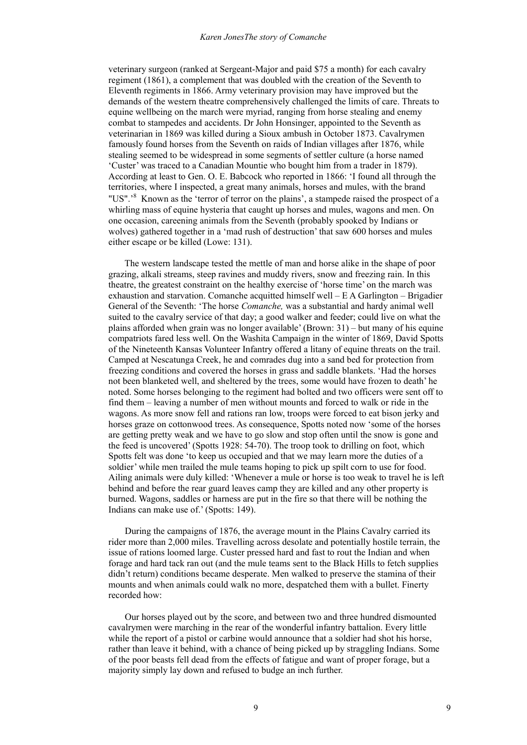veterinary surgeon (ranked at Sergeant-Major and paid $75 a month) for each cavalry regiment (1861), a complement that was doubled with the creation of the Seventh to Eleventh regiments in 1866. Army veterinary provision may have improved but the demands of the western theatre comprehensively challenged the limits of care. Threats to equine wellbeing on the march were myriad, ranging from horse stealing and enemy combat to stampedes and accidents. Dr John Honsinger, appointed to the Seventh as veterinarian in 1869 was killed during a Sioux ambush in October 1873. Cavalrymen famously found horses from the Seventh on raids of Indian villages after 1876, while stealing seemed to be widespread in some segments of settler culture (a horse named 'Custer' was traced to a Canadian Mountie who bought him from a trader in 1879). According at least to Gen. O. E. Babcock who reported in 1866: 'I found all through the territories, where I inspected, a great many animals, horses and mules, with the brand "US".'[8] Known as the 'terror of terror on the plains', a stampede raised the prospect of a whirling mass of equine hysteria that caught up horses and mules, wagons and men. On one occasion, careening animals from the Seventh (probably spooked by Indians or wolves) gathered together in a 'mad rush of destruction' that saw 600 horses and mules either escape or be killed (Lowe: 131).

The western landscape tested the mettle of man and horse alike in the shape of poor grazing, alkali streams, steep ravines and muddy rivers, snow and freezing rain. In this theatre, the greatest constraint on the healthy exercise of 'horse time' on the march was exhaustion and starvation. Comanche acquitted himself well – E A Garlington – Brigadier General of the Seventh: 'The horse *Comanche,* was a substantial and hardy animal well suited to the cavalry service of that day; a good walker and feeder; could live on what the plains afforded when grain was no longer available' (Brown: 31) – but many of his equine compatriots fared less well. On the Washita Campaign in the winter of 1869, David Spotts of the Nineteenth Kansas Volunteer Infantry offered a litany of equine threats on the trail. Camped at Nescatunga Creek, he and comrades dug into a sand bed for protection from freezing conditions and covered the horses in grass and saddle blankets. 'Had the horses not been blanketed well, and sheltered by the trees, some would have frozen to death' he noted. Some horses belonging to the regiment had bolted and two officers were sent off to find them – leaving a number of men without mounts and forced to walk or ride in the wagons. As more snow fell and rations ran low, troops were forced to eat bison jerky and horses graze on cottonwood trees. As consequence, Spotts noted now 'some of the horses are getting pretty weak and we have to go slow and stop often until the snow is gone and the feed is uncovered' (Spotts 1928: 54-70). The troop took to drilling on foot, which Spotts felt was done 'to keep us occupied and that we may learn more the duties of a soldier' while men trailed the mule teams hoping to pick up spilt corn to use for food. Ailing animals were duly killed: 'Whenever a mule or horse is too weak to travel he is left behind and before the rear guard leaves camp they are killed and any other property is burned. Wagons, saddles or harness are put in the fire so that there will be nothing the Indians can make use of.' (Spotts: 149).

During the campaigns of 1876, the average mount in the Plains Cavalry carried its rider more than 2,000 miles. Travelling across desolate and potentially hostile terrain, the issue of rations loomed large. Custer pressed hard and fast to rout the Indian and when forage and hard tack ran out (and the mule teams sent to the Black Hills to fetch supplies didn't return) conditions became desperate. Men walked to preserve the stamina of their mounts and when animals could walk no more, despatched them with a bullet. Finerty recorded how:

> Our horses played out by the score, and between two and three hundred dismounted cavalrymen were marching in the rear of the wonderful infantry battalion. Every little while the report of a pistol or carbine would announce that a soldier had shot his horse, rather than leave it behind, with a chance of being picked up by straggling Indians. Some of the poor beasts fell dead from the effects of fatigue and want of proper forage, but a majority simply lay down and refused to budge an inch further.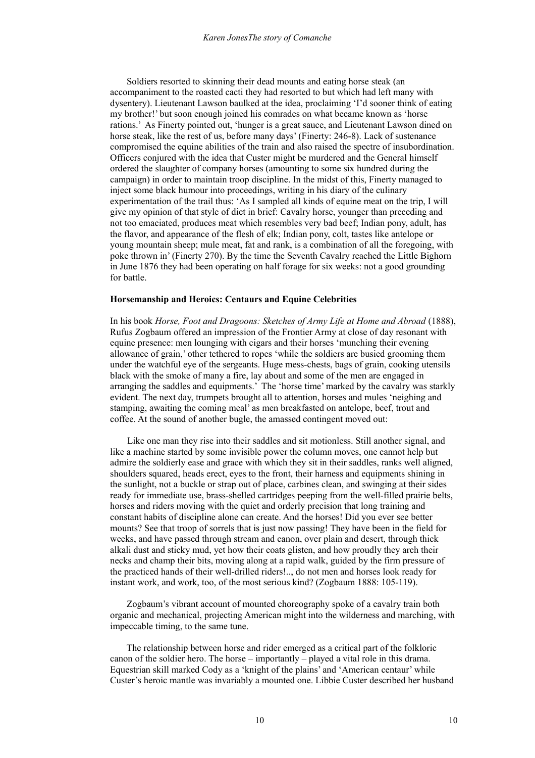Soldiers resorted to skinning their dead mounts and eating horse steak (an accompaniment to the roasted cacti they had resorted to but which had left many with dysentery). Lieutenant Lawson baulked at the idea, proclaiming 'I'd sooner think of eating my brother!' but soon enough joined his comrades on what became known as 'horse rations.' As Finerty pointed out, 'hunger is a great sauce, and Lieutenant Lawson dined on horse steak, like the rest of us, before many days' (Finerty: 246-8). Lack of sustenance compromised the equine abilities of the train and also raised the spectre of insubordination. Officers conjured with the idea that Custer might be murdered and the General himself ordered the slaughter of company horses (amounting to some six hundred during the campaign) in order to maintain troop discipline. In the midst of this, Finerty managed to inject some black humour into proceedings, writing in his diary of the culinary experimentation of the trail thus: 'As I sampled all kinds of equine meat on the trip, I will give my opinion of that style of diet in brief: Cavalry horse, younger than preceding and not too emaciated, produces meat which resembles very bad beef; Indian pony, adult, has the flavor, and appearance of the flesh of elk; Indian pony, colt, tastes like antelope or young mountain sheep; mule meat, fat and rank, is a combination of all the foregoing, with poke thrown in' (Finerty 270). By the time the Seventh Cavalry reached the Little Bighorn in June 1876 they had been operating on half forage for six weeks: not a good grounding for battle.

**Horsemanship and Heroics: Centaurs and Equine Celebrities**

In his book *Horse, Foot and Dragoons: Sketches of Army Life at Home and Abroad* (1888), Rufus Zogbaum offered an impression of the Frontier Army at close of day resonant with equine presence: men lounging with cigars and their horses 'munching their evening allowance of grain,' other tethered to ropes 'while the soldiers are busied grooming them under the watchful eye of the sergeants. Huge mess-chests, bags of grain, cooking utensils black with the smoke of many a fire, lay about and some of the men are engaged in arranging the saddles and equipments.' The 'horse time' marked by the cavalry was starkly evident. The next day, trumpets brought all to attention, horses and mules 'neighing and stamping, awaiting the coming meal' as men breakfasted on antelope, beef, trout and coffee. At the sound of another bugle, the amassed contingent moved out:

> Like one man they rise into their saddles and sit motionless. Still another signal, and like a machine started by some invisible power the column moves, one cannot help but admire the soldierly ease and grace with which they sit in their saddles, ranks well aligned, shoulders squared, heads erect, eyes to the front, their harness and equipments shining in the sunlight, not a buckle or strap out of place, carbines clean, and swinging at their sides ready for immediate use, brass-shelled cartridges peeping from the well-filled prairie belts, horses and riders moving with the quiet and orderly precision that long training and constant habits of discipline alone can create. And the horses! Did you ever see better mounts? See that troop of sorrels that is just now passing! They have been in the field for weeks, and have passed through stream and canon, over plain and desert, through thick alkali dust and sticky mud, yet how their coats glisten, and how proudly they arch their necks and champ their bits, moving along at a rapid walk, guided by the firm pressure of the practiced hands of their well-drilled riders!.., do not men and horses look ready for instant work, and work, too, of the most serious kind? (Zogbaum 1888: 105-119).

Zogbaum's vibrant account of mounted choreography spoke of a cavalry train both organic and mechanical, projecting American might into the wilderness and marching, with impeccable timing, to the same tune.

The relationship between horse and rider emerged as a critical part of the folkloric canon of the soldier hero. The horse – importantly – played a vital role in this drama. Equestrian skill marked Cody as a 'knight of the plains' and 'American centaur' while Custer's heroic mantle was invariably a mounted one. Libbie Custer described her husband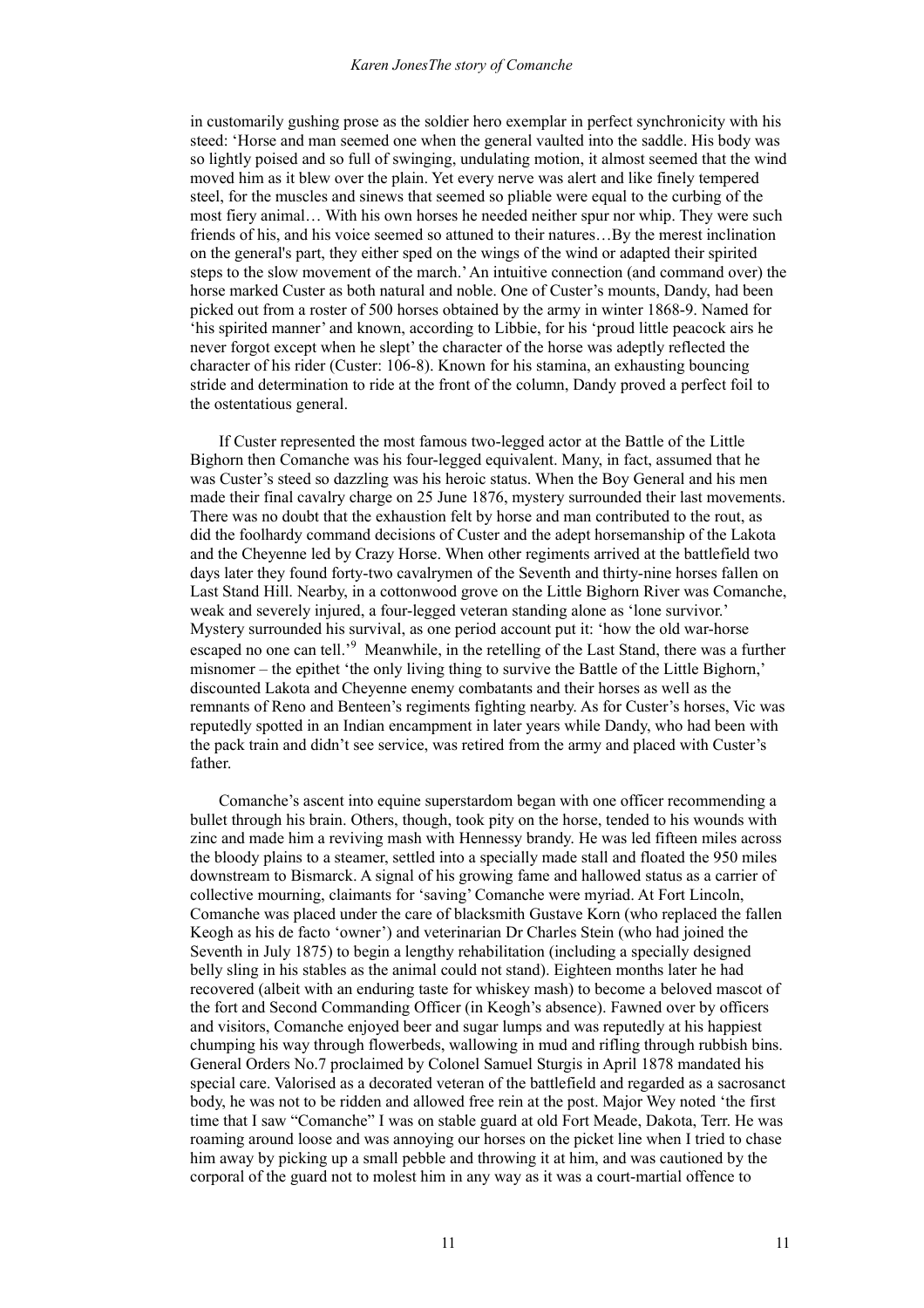in customarily gushing prose as the soldier hero exemplar in perfect synchronicity with his steed: 'Horse and man seemed one when the general vaulted into the saddle. His body was so lightly poised and so full of swinging, undulating motion, it almost seemed that the wind moved him as it blew over the plain. Yet every nerve was alert and like finely tempered steel, for the muscles and sinews that seemed so pliable were equal to the curbing of the most fiery animal… With his own horses he needed neither spur nor whip. They were such friends of his, and his voice seemed so attuned to their natures…By the merest inclination on the general's part, they either sped on the wings of the wind or adapted their spirited steps to the slow movement of the march.' An intuitive connection (and command over) the horse marked Custer as both natural and noble. One of Custer's mounts, Dandy, had been picked out from a roster of 500 horses obtained by the army in winter 1868-9. Named for 'his spirited manner' and known, according to Libbie, for his 'proud little peacock airs he never forgot except when he slept' the character of the horse was adeptly reflected the character of his rider (Custer: 106-8). Known for his stamina, an exhausting bouncing stride and determination to ride at the front of the column, Dandy proved a perfect foil to the ostentatious general.

If Custer represented the most famous two-legged actor at the Battle of the Little Bighorn then Comanche was his four-legged equivalent. Many, in fact, assumed that he was Custer's steed so dazzling was his heroic status. When the Boy General and his men made their final cavalry charge on 25 June 1876, mystery surrounded their last movements. There was no doubt that the exhaustion felt by horse and man contributed to the rout, as did the foolhardy command decisions of Custer and the adept horsemanship of the Lakota and the Cheyenne led by Crazy Horse. When other regiments arrived at the battlefield two days later they found forty-two cavalrymen of the Seventh and thirty-nine horses fallen on Last Stand Hill. Nearby, in a cottonwood grove on the Little Bighorn River was Comanche, weak and severely injured, a four-legged veteran standing alone as 'lone survivor.' Mystery surrounded his survival, as one period account put it: 'how the old war-horse escaped no one can tell.'[9] Meanwhile, in the retelling of the Last Stand, there was a further misnomer – the epithet 'the only living thing to survive the Battle of the Little Bighorn,' discounted Lakota and Cheyenne enemy combatants and their horses as well as the remnants of Reno and Benteen's regiments fighting nearby. As for Custer's horses, Vic was reputedly spotted in an Indian encampment in later years while Dandy, who had been with the pack train and didn't see service, was retired from the army and placed with Custer's father.

Comanche's ascent into equine superstardom began with one officer recommending a bullet through his brain. Others, though, took pity on the horse, tended to his wounds with zinc and made him a reviving mash with Hennessy brandy. He was led fifteen miles across the bloody plains to a steamer, settled into a specially made stall and floated the 950 miles downstream to Bismarck. A signal of his growing fame and hallowed status as a carrier of collective mourning, claimants for 'saving' Comanche were myriad. At Fort Lincoln, Comanche was placed under the care of blacksmith Gustave Korn (who replaced the fallen Keogh as his de facto 'owner') and veterinarian Dr Charles Stein (who had joined the Seventh in July 1875) to begin a lengthy rehabilitation (including a specially designed belly sling in his stables as the animal could not stand). Eighteen months later he had recovered (albeit with an enduring taste for whiskey mash) to become a beloved mascot of the fort and Second Commanding Officer (in Keogh's absence). Fawned over by officers and visitors, Comanche enjoyed beer and sugar lumps and was reputedly at his happiest chumping his way through flowerbeds, wallowing in mud and rifling through rubbish bins. General Orders No.7 proclaimed by Colonel Samuel Sturgis in April 1878 mandated his special care. Valorised as a decorated veteran of the battlefield and regarded as a sacrosanct body, he was not to be ridden and allowed free rein at the post. Major Wey noted 'the first time that I saw "Comanche" I was on stable guard at old Fort Meade, Dakota, Terr. He was roaming around loose and was annoying our horses on the picket line when I tried to chase him away by picking up a small pebble and throwing it at him, and was cautioned by the corporal of the guard not to molest him in any way as it was a court-martial offence to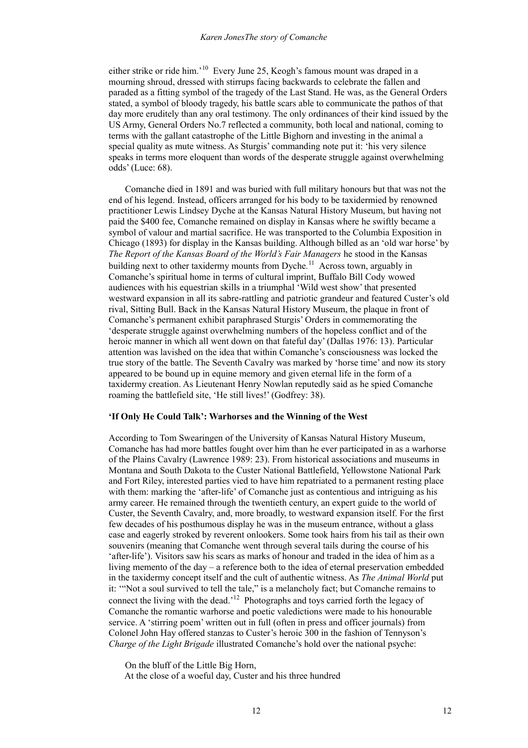either strike or ride him.'[10] Every June 25, Keogh's famous mount was draped in a mourning shroud, dressed with stirrups facing backwards to celebrate the fallen and paraded as a fitting symbol of the tragedy of the Last Stand. He was, as the General Orders stated, a symbol of bloody tragedy, his battle scars able to communicate the pathos of that day more eruditely than any oral testimony. The only ordinances of their kind issued by the US Army, General Orders No.7 reflected a community, both local and national, coming to terms with the gallant catastrophe of the Little Bighorn and investing in the animal a special quality as mute witness. As Sturgis' commanding note put it: 'his very silence speaks in terms more eloquent than words of the desperate struggle against overwhelming odds' (Luce: 68).

Comanche died in 1891 and was buried with full military honours but that was not the end of his legend. Instead, officers arranged for his body to be taxidermied by renowned practitioner Lewis Lindsey Dyche at the Kansas Natural History Museum, but having not paid the $400 fee, Comanche remained on display in Kansas where he swiftly became a symbol of valour and martial sacrifice. He was transported to the Columbia Exposition in Chicago (1893) for display in the Kansas building. Although billed as an 'old war horse' by *The Report of the Kansas Board of the World's Fair Managers* he stood in the Kansas building next to other taxidermy mounts from Dyche.[11] Across town, arguably in Comanche's spiritual home in terms of cultural imprint, Buffalo Bill Cody wowed audiences with his equestrian skills in a triumphal 'Wild west show' that presented westward expansion in all its sabre-rattling and patriotic grandeur and featured Custer's old rival, Sitting Bull. Back in the Kansas Natural History Museum, the plaque in front of Comanche's permanent exhibit paraphrased Sturgis' Orders in commemorating the 'desperate struggle against overwhelming numbers of the hopeless conflict and of the heroic manner in which all went down on that fateful day' (Dallas 1976: 13). Particular attention was lavished on the idea that within Comanche's consciousness was locked the true story of the battle. The Seventh Cavalry was marked by 'horse time' and now its story appeared to be bound up in equine memory and given eternal life in the form of a taxidermy creation. As Lieutenant Henry Nowlan reputedly said as he spied Comanche roaming the battlefield site, 'He still lives!' (Godfrey: 38).

**'If Only He Could Talk': Warhorses and the Winning of the West**

According to Tom Swearingen of the University of Kansas Natural History Museum, Comanche has had more battles fought over him than he ever participated in as a warhorse of the Plains Cavalry (Lawrence 1989: 23). From historical associations and museums in Montana and South Dakota to the Custer National Battlefield, Yellowstone National Park and Fort Riley, interested parties vied to have him repatriated to a permanent resting place with them: marking the 'after-life' of Comanche just as contentious and intriguing as his army career. He remained through the twentieth century, an expert guide to the world of Custer, the Seventh Cavalry, and, more broadly, to westward expansion itself. For the first few decades of his posthumous display he was in the museum entrance, without a glass case and eagerly stroked by reverent onlookers. Some took hairs from his tail as their own souvenirs (meaning that Comanche went through several tails during the course of his 'after-life'). Visitors saw his scars as marks of honour and traded in the idea of him as a living memento of the day – a reference both to the idea of eternal preservation embedded in the taxidermy concept itself and the cult of authentic witness. As *The Animal World* put it: '"Not a soul survived to tell the tale," is a melancholy fact; but Comanche remains to connect the living with the dead.'[12] Photographs and toys carried forth the legacy of Comanche the romantic warhorse and poetic valedictions were made to his honourable service. A 'stirring poem' written out in full (often in press and officer journals) from Colonel John Hay offered stanzas to Custer's heroic 300 in the fashion of Tennyson's *Charge of the Light Brigade* illustrated Comanche's hold over the national psyche:

On the bluff of the Little Big Horn,  
At the close of a woeful day, Custer and his three hundred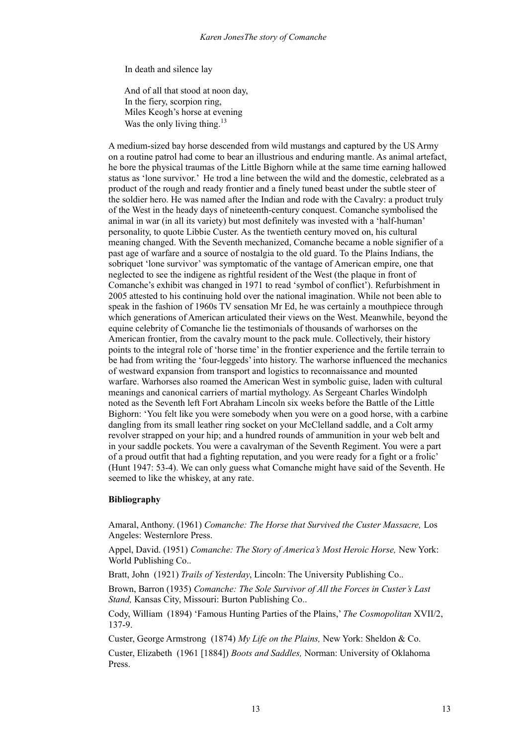In death and silence lay

And of all that stood at noon day,  
In the fiery, scorpion ring,  
Miles Keogh's horse at evening  
Was the only living thing.[13]

A medium-sized bay horse descended from wild mustangs and captured by the US Army on a routine patrol had come to bear an illustrious and enduring mantle. As animal artefact, he bore the physical traumas of the Little Bighorn while at the same time earning hallowed status as 'lone survivor.' He trod a line between the wild and the domestic, celebrated as a product of the rough and ready frontier and a finely tuned beast under the subtle steer of the soldier hero. He was named after the Indian and rode with the Cavalry: a product truly of the West in the heady days of nineteenth-century conquest. Comanche symbolised the animal in war (in all its variety) but most definitely was invested with a 'half-human' personality, to quote Libbie Custer. As the twentieth century moved on, his cultural meaning changed. With the Seventh mechanized, Comanche became a noble signifier of a past age of warfare and a source of nostalgia to the old guard. To the Plains Indians, the sobriquet 'lone survivor' was symptomatic of the vantage of American empire, one that neglected to see the indigene as rightful resident of the West (the plaque in front of Comanche's exhibit was changed in 1971 to read 'symbol of conflict'). Refurbishment in 2005 attested to his continuing hold over the national imagination. While not been able to speak in the fashion of 1960s TV sensation Mr Ed, he was certainly a mouthpiece through which generations of American articulated their views on the West. Meanwhile, beyond the equine celebrity of Comanche lie the testimonials of thousands of warhorses on the American frontier, from the cavalry mount to the pack mule. Collectively, their history points to the integral role of 'horse time' in the frontier experience and the fertile terrain to be had from writing the 'four-leggeds' into history. The warhorse influenced the mechanics of westward expansion from transport and logistics to reconnaissance and mounted warfare. Warhorses also roamed the American West in symbolic guise, laden with cultural meanings and canonical carriers of martial mythology. As Sergeant Charles Windolph noted as the Seventh left Fort Abraham Lincoln six weeks before the Battle of the Little Bighorn: 'You felt like you were somebody when you were on a good horse, with a carbine dangling from its small leather ring socket on your McClelland saddle, and a Colt army revolver strapped on your hip; and a hundred rounds of ammunition in your web belt and in your saddle pockets. You were a cavalryman of the Seventh Regiment. You were a part of a proud outfit that had a fighting reputation, and you were ready for a fight or a frolic' (Hunt 1947: 53-4). We can only guess what Comanche might have said of the Seventh. He seemed to like the whiskey, at any rate.

**Bibliography**

Amaral, Anthony. (1961) *Comanche: The Horse that Survived the Custer Massacre,* Los Angeles: Westernlore Press.

Appel, David. (1951) *Comanche: The Story of America's Most Heroic Horse,* New York: World Publishing Co..

Bratt, John (1921) *Trails of Yesterday*, Lincoln: The University Publishing Co..

Brown, Barron (1935) *Comanche: The Sole Survivor of All the Forces in Custer's Last Stand,* Kansas City, Missouri: Burton Publishing Co..

Cody, William (1894) 'Famous Hunting Parties of the Plains,' *The Cosmopolitan* XVII/2, 137-9.

Custer, George Armstrong (1874) *My Life on the Plains,* New York: Sheldon & Co.

Custer, Elizabeth (1961 [1884]) *Boots and Saddles,* Norman: University of Oklahoma Press.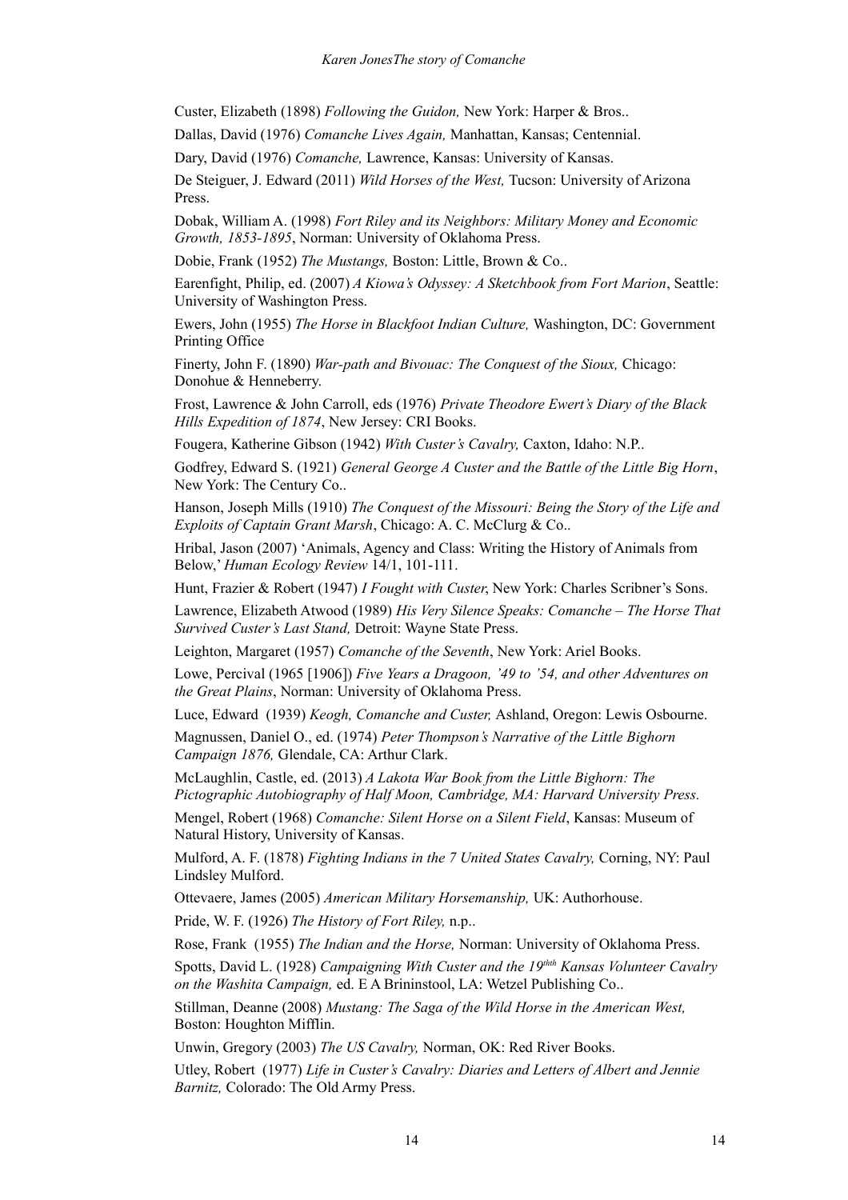Custer, Elizabeth (1898) *Following the Guidon,* New York: Harper & Bros..

Dallas, David (1976) *Comanche Lives Again,* Manhattan, Kansas; Centennial.

Dary, David (1976) *Comanche,* Lawrence, Kansas: University of Kansas.

De Steiguer, J. Edward (2011) *Wild Horses of the West,* Tucson: University of Arizona Press.

Dobak, William A. (1998) *Fort Riley and its Neighbors: Military Money and Economic Growth, 1853-1895*, Norman: University of Oklahoma Press.

Dobie, Frank (1952) *The Mustangs,* Boston: Little, Brown & Co..

Earenfight, Philip, ed. (2007) *A Kiowa's Odyssey: A Sketchbook from Fort Marion*, Seattle: University of Washington Press.

Ewers, John (1955) *The Horse in Blackfoot Indian Culture,* Washington, DC: Government Printing Office

Finerty, John F. (1890) *War-path and Bivouac: The Conquest of the Sioux,* Chicago: Donohue & Henneberry.

Frost, Lawrence & John Carroll, eds (1976) *Private Theodore Ewert's Diary of the Black Hills Expedition of 1874*, New Jersey: CRI Books.

Fougera, Katherine Gibson (1942) *With Custer's Cavalry,* Caxton, Idaho: N.P..

Godfrey, Edward S. (1921) *General George A Custer and the Battle of the Little Big Horn*, New York: The Century Co..

Hanson, Joseph Mills (1910) *The Conquest of the Missouri: Being the Story of the Life and Exploits of Captain Grant Marsh*, Chicago: A. C. McClurg & Co..

Hribal, Jason (2007) 'Animals, Agency and Class: Writing the History of Animals from Below,' *Human Ecology Review* 14/1, 101-111.

Hunt, Frazier & Robert (1947) *I Fought with Custer*, New York: Charles Scribner's Sons.

Lawrence, Elizabeth Atwood (1989) *His Very Silence Speaks: Comanche – The Horse That Survived Custer's Last Stand,* Detroit: Wayne State Press.

Leighton, Margaret (1957) *Comanche of the Seventh*, New York: Ariel Books.

Lowe, Percival (1965 [1906]) *Five Years a Dragoon, '49 to '54, and other Adventures on the Great Plains*, Norman: University of Oklahoma Press.

Luce, Edward (1939) *Keogh, Comanche and Custer,* Ashland, Oregon: Lewis Osbourne.

Magnussen, Daniel O., ed. (1974) *Peter Thompson's Narrative of the Little Bighorn Campaign 1876,* Glendale, CA: Arthur Clark.

McLaughlin, Castle, ed. (2013) *A Lakota War Book from the Little Bighorn: The Pictographic Autobiography of Half Moon, Cambridge, MA: Harvard University Press.*

Mengel, Robert (1968) *Comanche: Silent Horse on a Silent Field*, Kansas: Museum of Natural History, University of Kansas.

Mulford, A. F. (1878) *Fighting Indians in the 7 United States Cavalry,* Corning, NY: Paul Lindsley Mulford.

Ottevaere, James (2005) *American Military Horsemanship,* UK: Authorhouse.

Pride, W. F. (1926) *The History of Fort Riley,* n.p..

Rose, Frank (1955) *The Indian and the Horse,* Norman: University of Oklahoma Press.

Spotts, David L. (1928) *Campaigning With Custer and the 19thth Kansas Volunteer Cavalry on the Washita Campaign,* ed. E A Brininstool, LA: Wetzel Publishing Co..

Stillman, Deanne (2008) *Mustang: The Saga of the Wild Horse in the American West,* Boston: Houghton Mifflin.

Unwin, Gregory (2003) *The US Cavalry,* Norman, OK: Red River Books.

Utley, Robert (1977) *Life in Custer's Cavalry: Diaries and Letters of Albert and Jennie Barnitz,* Colorado: The Old Army Press.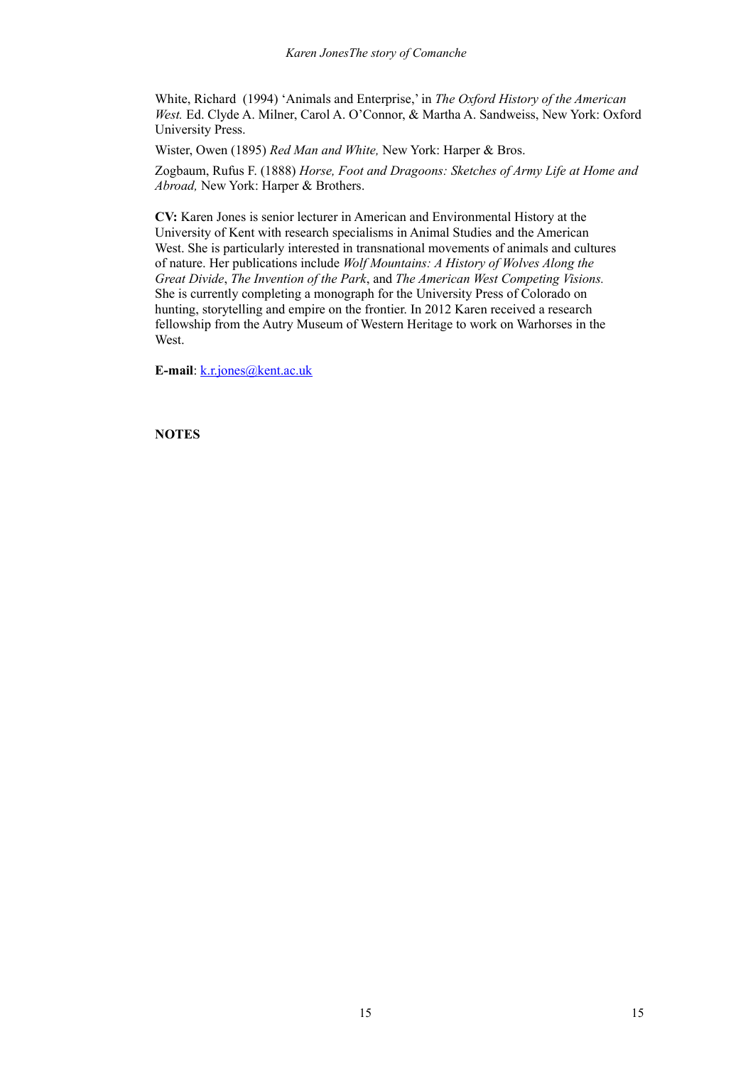White, Richard (1994) 'Animals and Enterprise,' in *The Oxford History of the American West.* Ed. Clyde A. Milner, Carol A. O'Connor, & Martha A. Sandweiss, New York: Oxford University Press.

Wister, Owen (1895) *Red Man and White,* New York: Harper & Bros.

Zogbaum, Rufus F. (1888) *Horse, Foot and Dragoons: Sketches of Army Life at Home and Abroad,* New York: Harper & Brothers.

**CV:** Karen Jones is senior lecturer in American and Environmental History at the University of Kent with research specialisms in Animal Studies and the American West. She is particularly interested in transnational movements of animals and cultures of nature. Her publications include *Wolf Mountains: A History of Wolves Along the Great Divide*, *The Invention of the Park*, and *The American West Competing Visions.* She is currently completing a monograph for the University Press of Colorado on hunting, storytelling and empire on the frontier. In 2012 Karen received a research fellowship from the Autry Museum of Western Heritage to work on Warhorses in the West.

**E-mail**: k.r.jones@kent.ac.uk

**NOTES**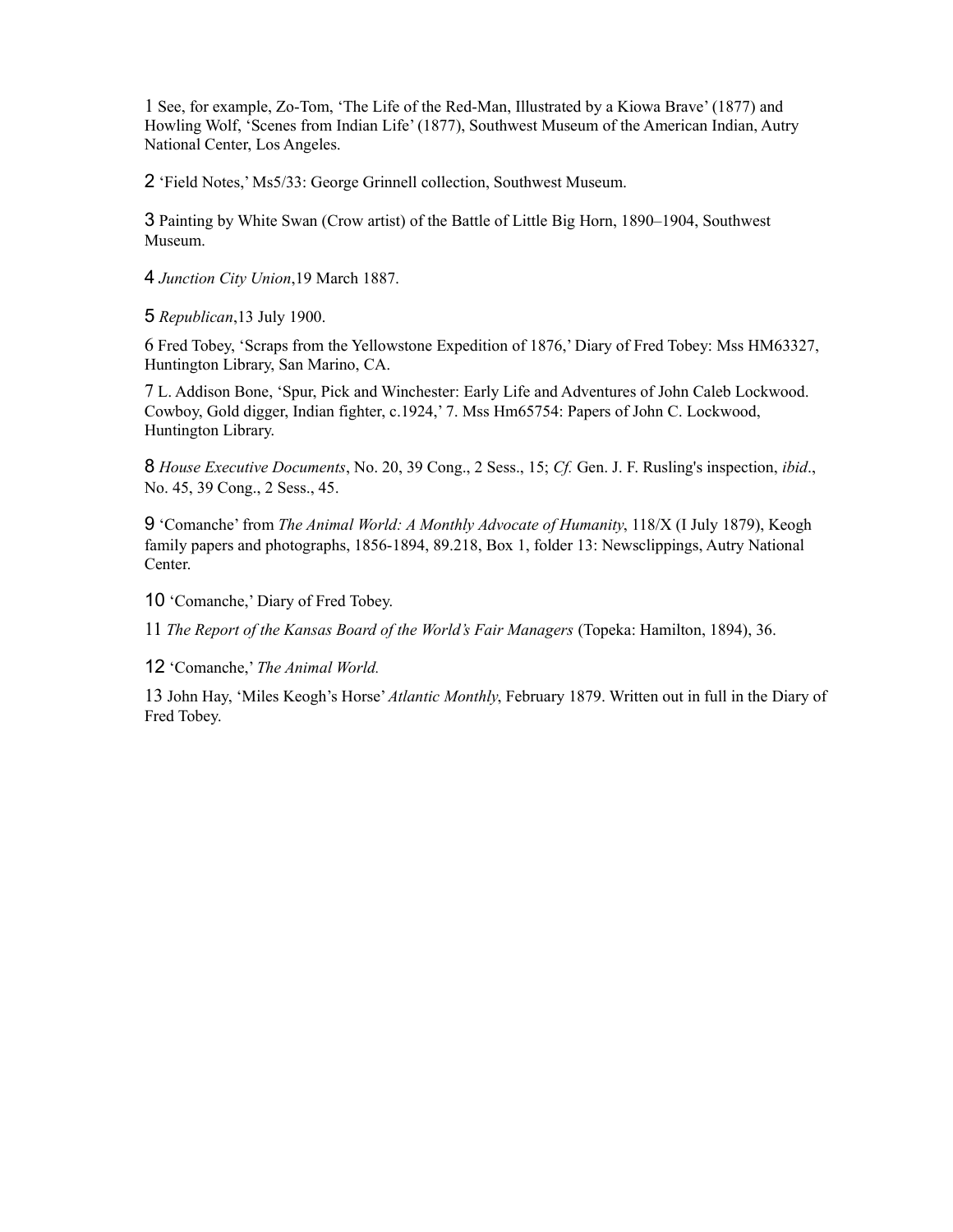1 See, for example, Zo-Tom, 'The Life of the Red-Man, Illustrated by a Kiowa Brave' (1877) and Howling Wolf, 'Scenes from Indian Life' (1877), Southwest Museum of the American Indian, Autry National Center, Los Angeles.

2 'Field Notes,' Ms5/33: George Grinnell collection, Southwest Museum.

3 Painting by White Swan (Crow artist) of the Battle of Little Big Horn, 1890–1904, Southwest Museum.

4 *Junction City Union*,19 March 1887.

5 *Republican*,13 July 1900.

6 Fred Tobey, 'Scraps from the Yellowstone Expedition of 1876,' Diary of Fred Tobey: Mss HM63327, Huntington Library, San Marino, CA.

7 L. Addison Bone, 'Spur, Pick and Winchester: Early Life and Adventures of John Caleb Lockwood. Cowboy, Gold digger, Indian fighter, c.1924,' 7. Mss Hm65754: Papers of John C. Lockwood, Huntington Library.

8 *House Executive Documents*, No. 20, 39 Cong., 2 Sess., 15; *Cf.* Gen. J. F. Rusling's inspection, *ibid*., No. 45, 39 Cong., 2 Sess., 45.

9 'Comanche' from *The Animal World: A Monthly Advocate of Humanity*, 118/X (I July 1879), Keogh family papers and photographs, 1856-1894, 89.218, Box 1, folder 13: Newsclippings, Autry National Center.

10 'Comanche,' Diary of Fred Tobey.

11 *The Report of the Kansas Board of the World's Fair Managers* (Topeka: Hamilton, 1894), 36.

12 'Comanche,' *The Animal World.*

13 John Hay, 'Miles Keogh's Horse' *Atlantic Monthly*, February 1879. Written out in full in the Diary of Fred Tobey.